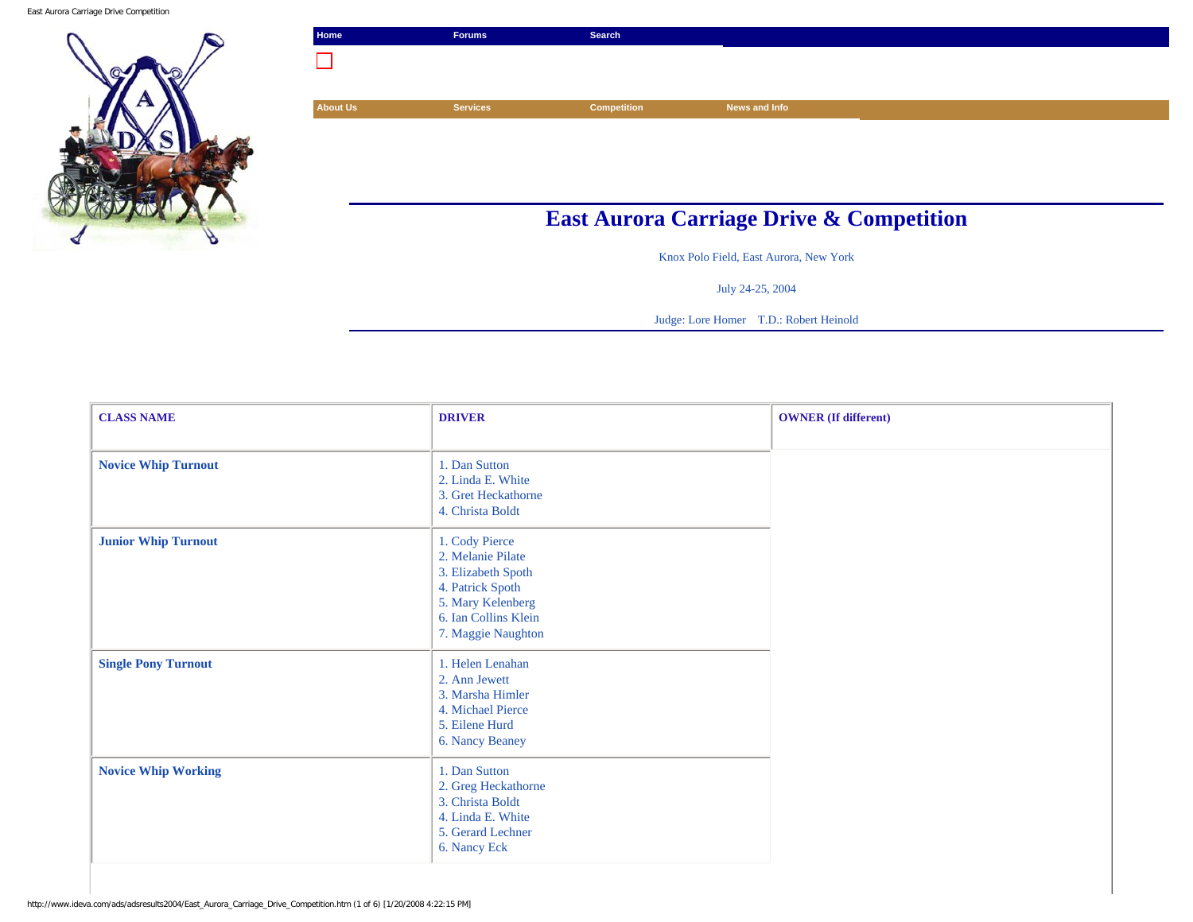Home | Forums | Search

About Us | Services | Competition | News and Info

# East Aurora Carriage Drive & Competition

Knox Polo Field, East Aurora, New York

July 24-25, 2004

Judge: Lore Homer    T.D.: Robert Heinold

| CLASS NAME | DRIVER | OWNER (If different) |
|---|---|---|
| **Novice Whip Turnout** | 1. Dan Sutton<br>2. Linda E. White<br>3. Gret Heckathorne<br>4. Christa Boldt | |
| **Junior Whip Turnout** | 1. Cody Pierce<br>2. Melanie Pilate<br>3. Elizabeth Spoth<br>4. Patrick Spoth<br>5. Mary Kelenberg<br>6. Ian Collins Klein<br>7. Maggie Naughton | |
| **Single Pony Turnout** | 1. Helen Lenahan<br>2. Ann Jewett<br>3. Marsha Himler<br>4. Michael Pierce<br>5. Eilene Hurd<br>6. Nancy Beaney | |
| **Novice Whip Working** | 1. Dan Sutton<br>2. Greg Heckathorne<br>3. Christa Boldt<br>4. Linda E. White<br>5. Gerard Lechner<br>6. Nancy Eck | |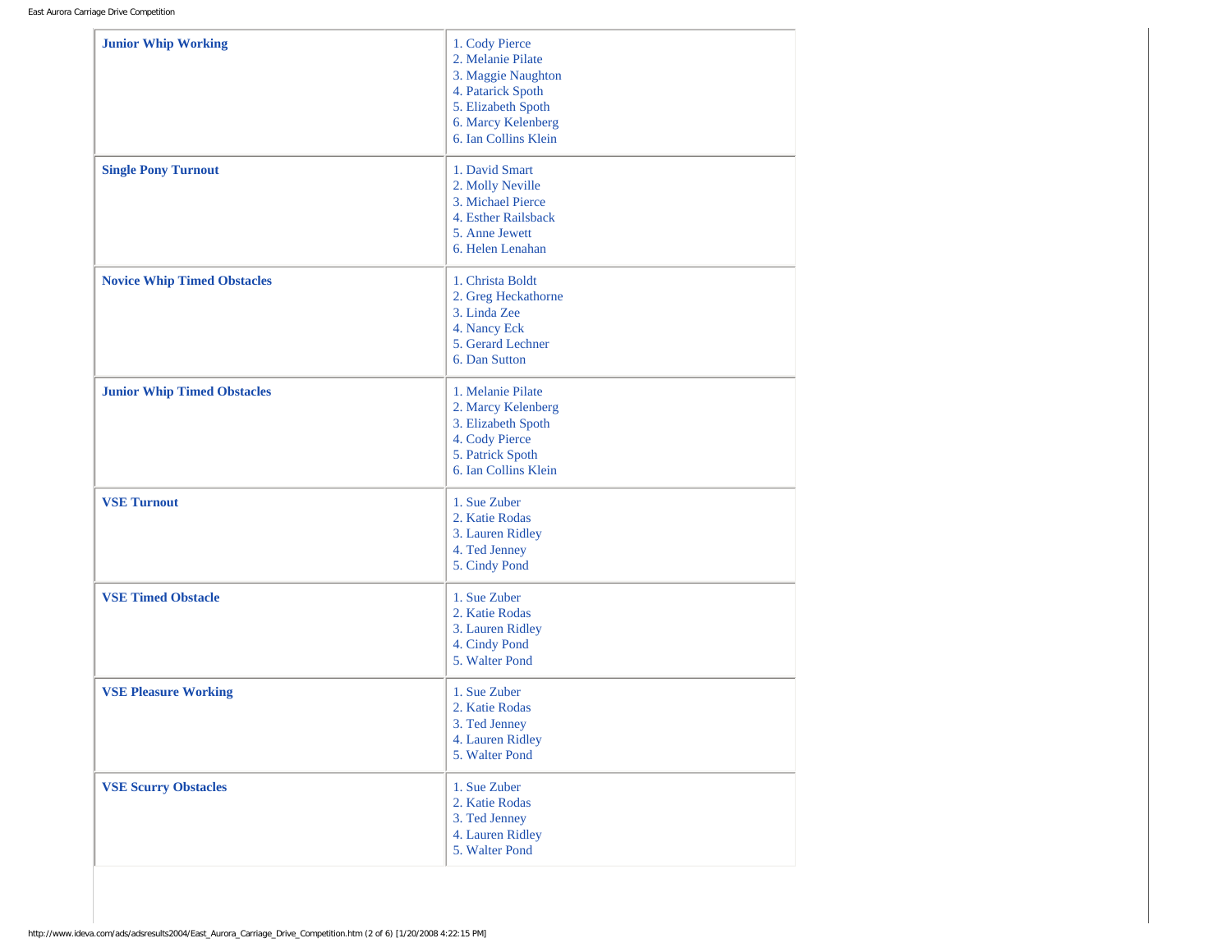| | |
|---|---|
| **Junior Whip Working** | 1. Cody Pierce<br>2. Melanie Pilate<br>3. Maggie Naughton<br>4. Patarick Spoth<br>5. Elizabeth Spoth<br>6. Marcy Kelenberg<br>6. Ian Collins Klein |
| **Single Pony Turnout** | 1. David Smart<br>2. Molly Neville<br>3. Michael Pierce<br>4. Esther Railsback<br>5. Anne Jewett<br>6. Helen Lenahan |
| **Novice Whip Timed Obstacles** | 1. Christa Boldt<br>2. Greg Heckathorne<br>3. Linda Zee<br>4. Nancy Eck<br>5. Gerard Lechner<br>6. Dan Sutton |
| **Junior Whip Timed Obstacles** | 1. Melanie Pilate<br>2. Marcy Kelenberg<br>3. Elizabeth Spoth<br>4. Cody Pierce<br>5. Patrick Spoth<br>6. Ian Collins Klein |
| **VSE Turnout** | 1. Sue Zuber<br>2. Katie Rodas<br>3. Lauren Ridley<br>4. Ted Jenney<br>5. Cindy Pond |
| **VSE Timed Obstacle** | 1. Sue Zuber<br>2. Katie Rodas<br>3. Lauren Ridley<br>4. Cindy Pond<br>5. Walter Pond |
| **VSE Pleasure Working** | 1. Sue Zuber<br>2. Katie Rodas<br>3. Ted Jenney<br>4. Lauren Ridley<br>5. Walter Pond |
| **VSE Scurry Obstacles** | 1. Sue Zuber<br>2. Katie Rodas<br>3. Ted Jenney<br>4. Lauren Ridley<br>5. Walter Pond |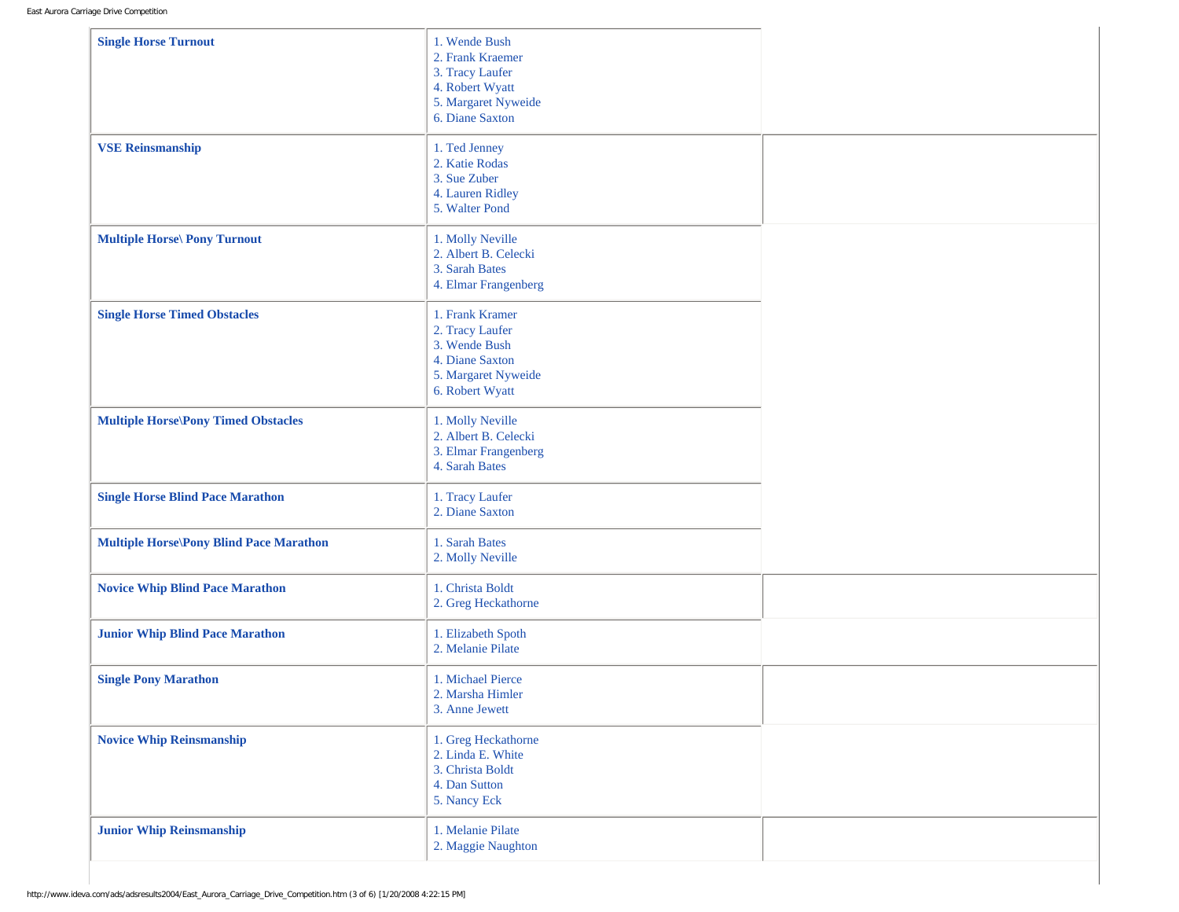| | | |
|---|---|---|
| **Single Horse Turnout** | 1. Wende Bush<br>2. Frank Kraemer<br>3. Tracy Laufer<br>4. Robert Wyatt<br>5. Margaret Nyweide<br>6. Diane Saxton | |
| **VSE Reinsmanship** | 1. Ted Jenney<br>2. Katie Rodas<br>3. Sue Zuber<br>4. Lauren Ridley<br>5. Walter Pond | |
| **Multiple Horse\ Pony Turnout** | 1. Molly Neville<br>2. Albert B. Celecki<br>3. Sarah Bates<br>4. Elmar Frangenberg | |
| **Single Horse Timed Obstacles** | 1. Frank Kramer<br>2. Tracy Laufer<br>3. Wende Bush<br>4. Diane Saxton<br>5. Margaret Nyweide<br>6. Robert Wyatt | |
| **Multiple Horse\Pony Timed Obstacles** | 1. Molly Neville<br>2. Albert B. Celecki<br>3. Elmar Frangenberg<br>4. Sarah Bates | |
| **Single Horse Blind Pace Marathon** | 1. Tracy Laufer<br>2. Diane Saxton | |
| **Multiple Horse\Pony Blind Pace Marathon** | 1. Sarah Bates<br>2. Molly Neville | |
| **Novice Whip Blind Pace Marathon** | 1. Christa Boldt<br>2. Greg Heckathorne | |
| **Junior Whip Blind Pace Marathon** | 1. Elizabeth Spoth<br>2. Melanie Pilate | |
| **Single Pony Marathon** | 1. Michael Pierce<br>2. Marsha Himler<br>3. Anne Jewett | |
| **Novice Whip Reinsmanship** | 1. Greg Heckathorne<br>2. Linda E. White<br>3. Christa Boldt<br>4. Dan Sutton<br>5. Nancy Eck | |
| **Junior Whip Reinsmanship** | 1. Melanie Pilate<br>2. Maggie Naughton | |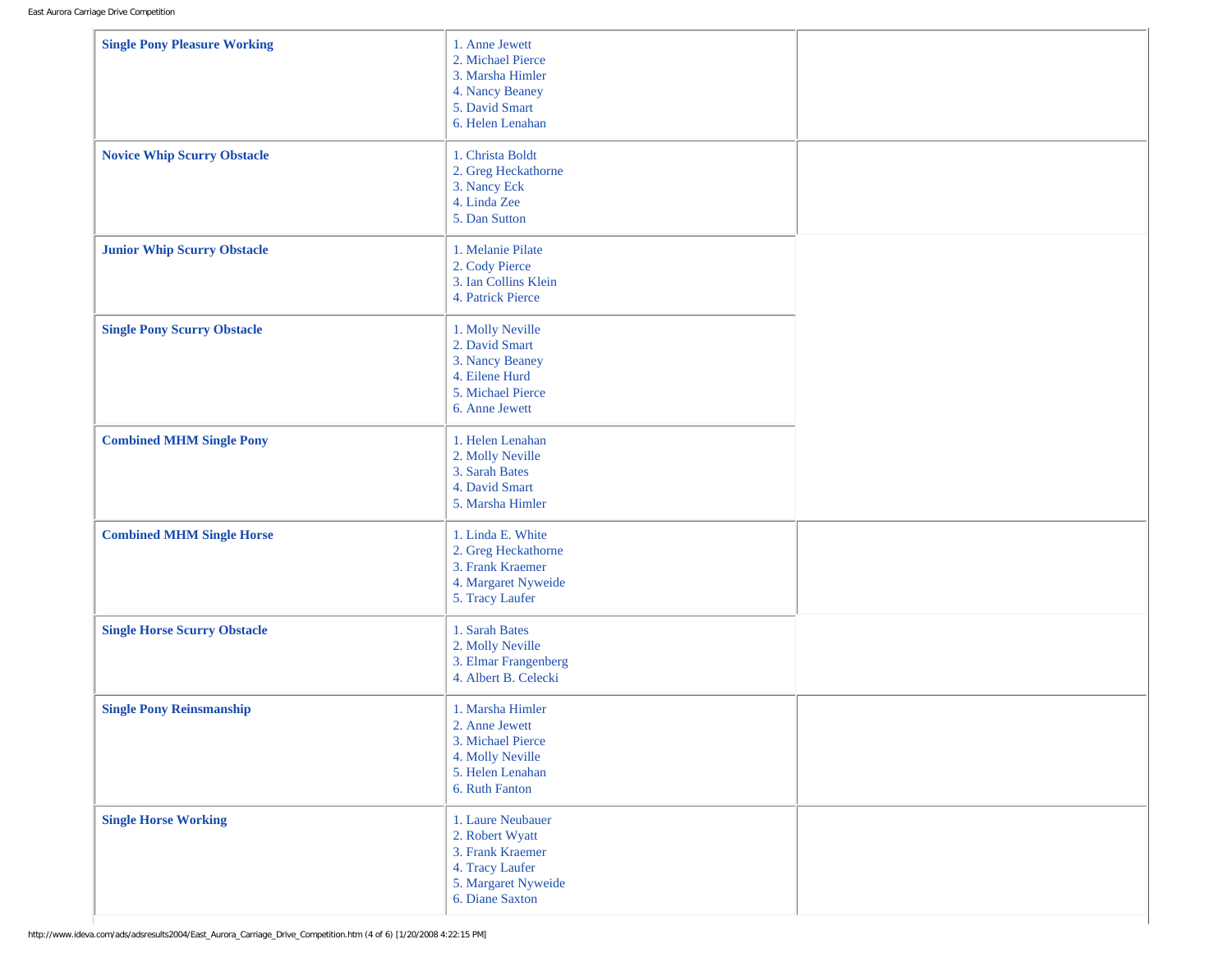| | | |
|---|---|---|
| **Single Pony Pleasure Working** | 1. Anne Jewett<br>2. Michael Pierce<br>3. Marsha Himler<br>4. Nancy Beaney<br>5. David Smart<br>6. Helen Lenahan | |
| **Novice Whip Scurry Obstacle** | 1. Christa Boldt<br>2. Greg Heckathorne<br>3. Nancy Eck<br>4. Linda Zee<br>5. Dan Sutton | |
| **Junior Whip Scurry Obstacle** | 1. Melanie Pilate<br>2. Cody Pierce<br>3. Ian Collins Klein<br>4. Patrick Pierce | |
| **Single Pony Scurry Obstacle** | 1. Molly Neville<br>2. David Smart<br>3. Nancy Beaney<br>4. Eilene Hurd<br>5. Michael Pierce<br>6. Anne Jewett | |
| **Combined MHM Single Pony** | 1. Helen Lenahan<br>2. Molly Neville<br>3. Sarah Bates<br>4. David Smart<br>5. Marsha Himler | |
| **Combined MHM Single Horse** | 1. Linda E. White<br>2. Greg Heckathorne<br>3. Frank Kraemer<br>4. Margaret Nyweide<br>5. Tracy Laufer | |
| **Single Horse Scurry Obstacle** | 1. Sarah Bates<br>2. Molly Neville<br>3. Elmar Frangenberg<br>4. Albert B. Celecki | |
| **Single Pony Reinsmanship** | 1. Marsha Himler<br>2. Anne Jewett<br>3. Michael Pierce<br>4. Molly Neville<br>5. Helen Lenahan<br>6. Ruth Fanton | |
| **Single Horse Working** | 1. Laure Neubauer<br>2. Robert Wyatt<br>3. Frank Kraemer<br>4. Tracy Laufer<br>5. Margaret Nyweide<br>6. Diane Saxton | |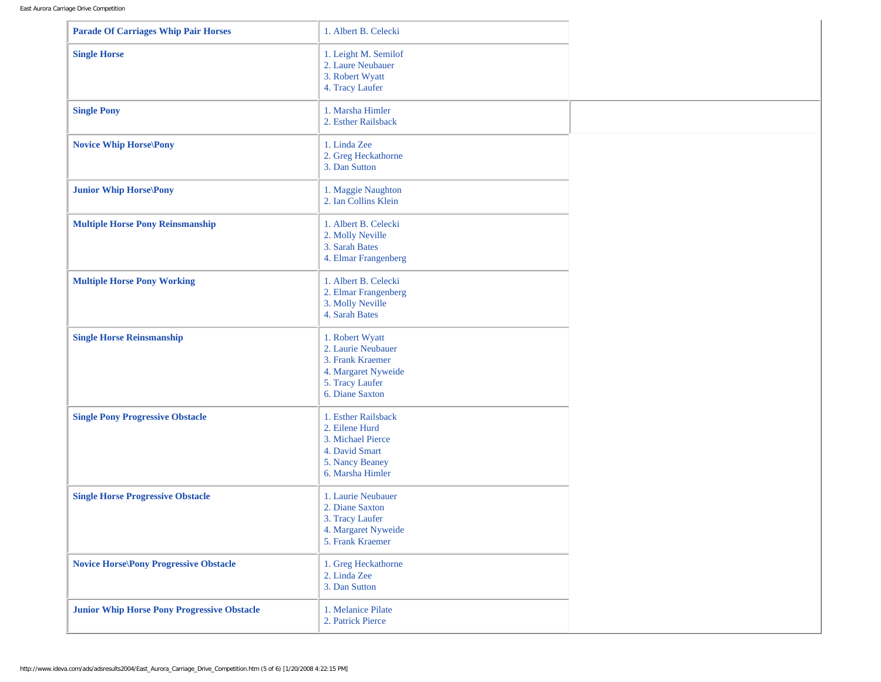| Class | Results |
|---|---|
| **Parade Of Carriages Whip Pair Horses** | 1. Albert B. Celecki |
| **Single Horse** | 1. Leight M. Semilof<br>2. Laure Neubauer<br>3. Robert Wyatt<br>4. Tracy Laufer |
| **Single Pony** | 1. Marsha Himler<br>2. Esther Railsback |
| **Novice Whip Horse\Pony** | 1. Linda Zee<br>2. Greg Heckathorne<br>3. Dan Sutton |
| **Junior Whip Horse\Pony** | 1. Maggie Naughton<br>2. Ian Collins Klein |
| **Multiple Horse Pony Reinsmanship** | 1. Albert B. Celecki<br>2. Molly Neville<br>3. Sarah Bates<br>4. Elmar Frangenberg |
| **Multiple Horse Pony Working** | 1. Albert B. Celecki<br>2. Elmar Frangenberg<br>3. Molly Neville<br>4. Sarah Bates |
| **Single Horse Reinsmanship** | 1. Robert Wyatt<br>2. Laurie Neubauer<br>3. Frank Kraemer<br>4. Margaret Nyweide<br>5. Tracy Laufer<br>6. Diane Saxton |
| **Single Pony Progressive Obstacle** | 1. Esther Railsback<br>2. Eilene Hurd<br>3. Michael Pierce<br>4. David Smart<br>5. Nancy Beaney<br>6. Marsha Himler |
| **Single Horse Progressive Obstacle** | 1. Laurie Neubauer<br>2. Diane Saxton<br>3. Tracy Laufer<br>4. Margaret Nyweide<br>5. Frank Kraemer |
| **Novice Horse\Pony Progressive Obstacle** | 1. Greg Heckathorne<br>2. Linda Zee<br>3. Dan Sutton |
| **Junior Whip Horse Pony Progressive Obstacle** | 1. Melanice Pilate<br>2. Patrick Pierce |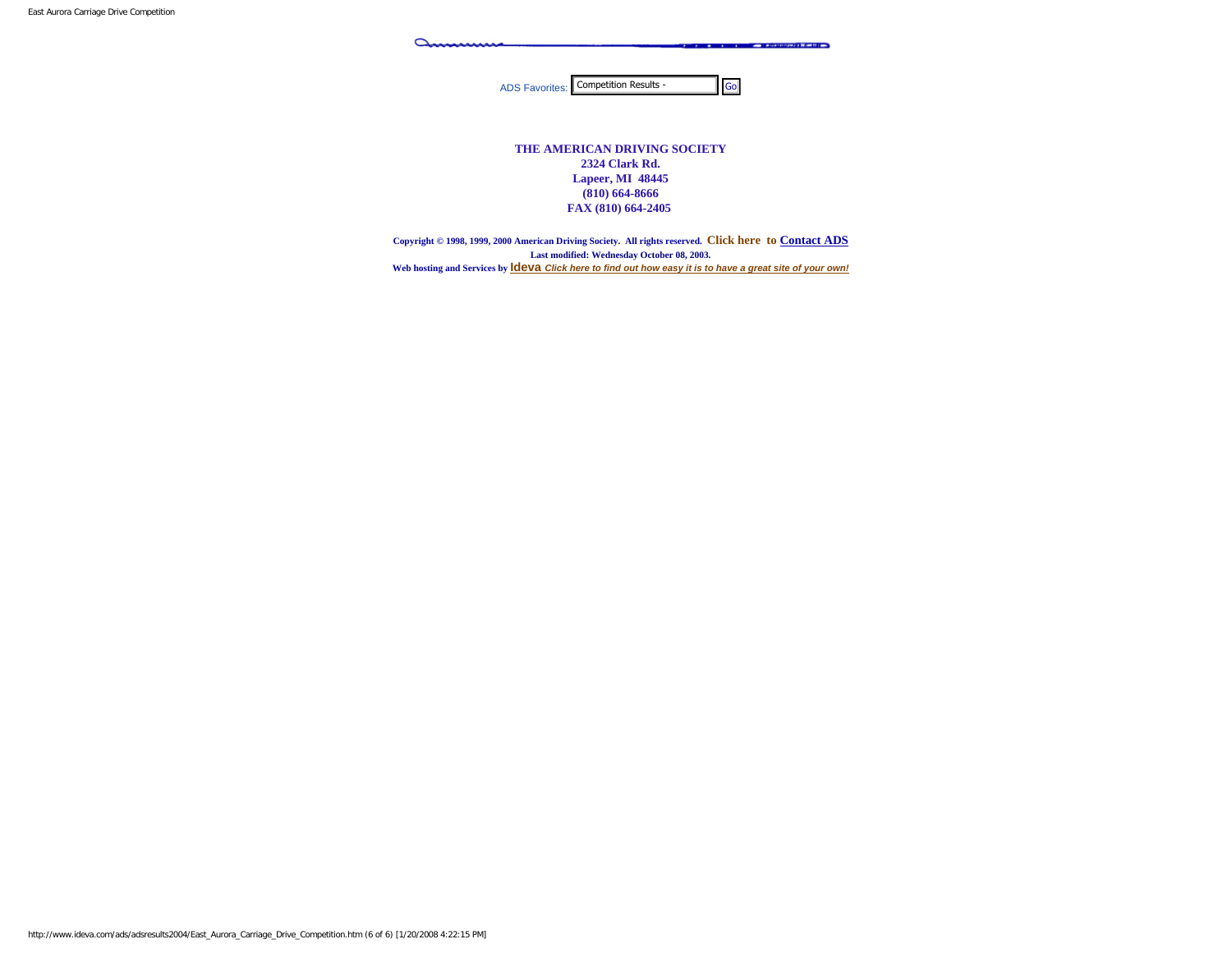ADS Favorites: Competition Results - Go

**THE AMERICAN DRIVING SOCIETY**
**2324 Clark Rd.**
**Lapeer, MI 48445**
**(810) 664-8666**
**FAX (810) 664-2405**

**Copyright © 1998, 1999, 2000 American Driving Society. All rights reserved. Click here to Contact ADS**
**Last modified: Wednesday October 08, 2003.**
**Web hosting and Services by Ideva *Click here to find out how easy it is to have a great site of your own!***